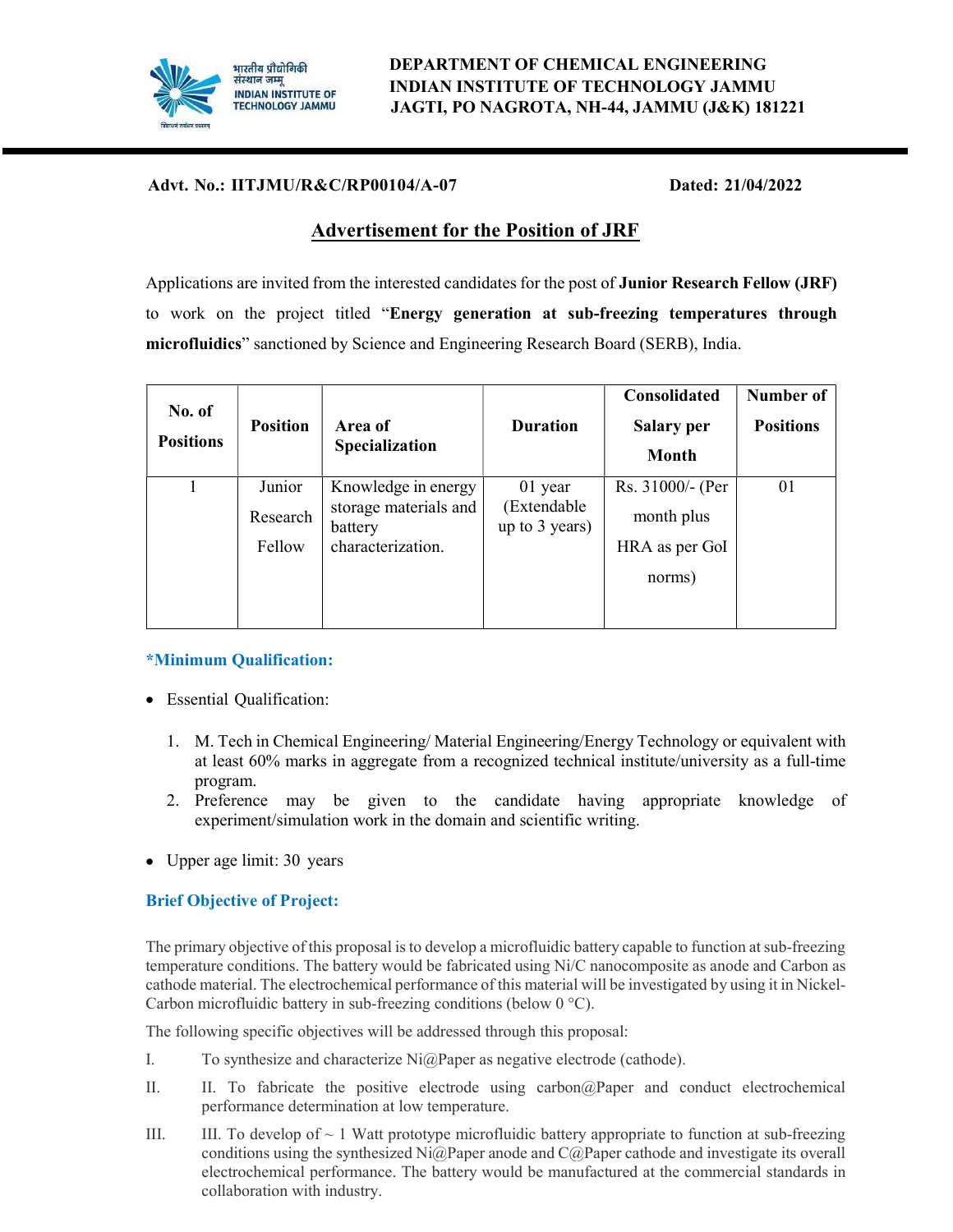**DEPARTMENT OF CHEMICAL ENGINEERING**
**INDIAN INSTITUTE OF TECHNOLOGY JAMMU**
**JAGTI, PO NAGROTA, NH-44, JAMMU (J&K) 181221**

**Advt. No.: IITJMU/R&C/RP00104/A-07** **Dated: 21/04/2022**

## Advertisement for the Position of JRF

Applications are invited from the interested candidates for the post of **Junior Research Fellow (JRF)** to work on the project titled "**Energy generation at sub-freezing temperatures through microfluidics**" sanctioned by Science and Engineering Research Board (SERB), India.

| No. of Positions | Position | Area of Specialization | Duration | Consolidated Salary per Month | Number of Positions |
|---|---|---|---|---|---|
| 1 | Junior Research Fellow | Knowledge in energy storage materials and battery characterization. | 01 year (Extendable up to 3 years) | Rs. 31000/- (Per month plus HRA as per GoI norms) | 01 |

### *Minimum Qualification:

- Essential Qualification:

  1. M. Tech in Chemical Engineering/ Material Engineering/Energy Technology or equivalent with at least 60% marks in aggregate from a recognized technical institute/university as a full-time program.
  2. Preference may be given to the candidate having appropriate knowledge of experiment/simulation work in the domain and scientific writing.

- Upper age limit: 30 years

### Brief Objective of Project:

The primary objective of this proposal is to develop a microfluidic battery capable to function at sub-freezing temperature conditions. The battery would be fabricated using Ni/C nanocomposite as anode and Carbon as cathode material. The electrochemical performance of this material will be investigated by using it in Nickel-Carbon microfluidic battery in sub-freezing conditions (below 0 °C).

The following specific objectives will be addressed through this proposal:

I. To synthesize and characterize Ni@Paper as negative electrode (cathode).

II. II. To fabricate the positive electrode using carbon@Paper and conduct electrochemical performance determination at low temperature.

III. III. To develop of ~ 1 Watt prototype microfluidic battery appropriate to function at sub-freezing conditions using the synthesized Ni@Paper anode and C@Paper cathode and investigate its overall electrochemical performance. The battery would be manufactured at the commercial standards in collaboration with industry.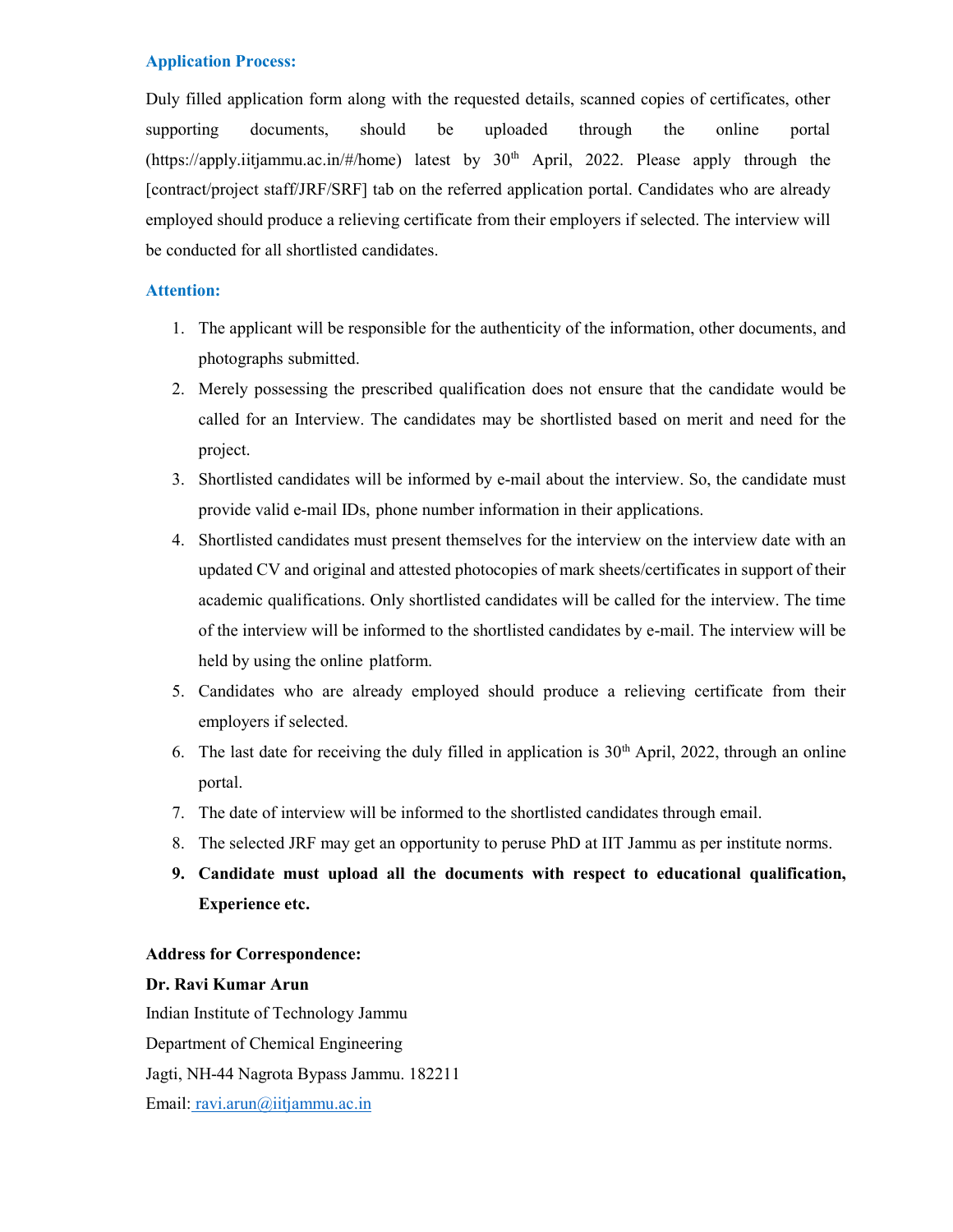### Application Process:

Duly filled application form along with the requested details, scanned copies of certificates, other supporting documents, should be uploaded through the online portal (https://apply.iitjammu.ac.in/#/home) latest by 30th April, 2022. Please apply through the [contract/project staff/JRF/SRF] tab on the referred application portal. Candidates who are already employed should produce a relieving certificate from their employers if selected. The interview will be conducted for all shortlisted candidates.

### Attention:

1. The applicant will be responsible for the authenticity of the information, other documents, and photographs submitted.
2. Merely possessing the prescribed qualification does not ensure that the candidate would be called for an Interview. The candidates may be shortlisted based on merit and need for the project.
3. Shortlisted candidates will be informed by e-mail about the interview. So, the candidate must provide valid e-mail IDs, phone number information in their applications.
4. Shortlisted candidates must present themselves for the interview on the interview date with an updated CV and original and attested photocopies of mark sheets/certificates in support of their academic qualifications. Only shortlisted candidates will be called for the interview. The time of the interview will be informed to the shortlisted candidates by e-mail. The interview will be held by using the online platform.
5. Candidates who are already employed should produce a relieving certificate from their employers if selected.
6. The last date for receiving the duly filled in application is 30th April, 2022, through an online portal.
7. The date of interview will be informed to the shortlisted candidates through email.
8. The selected JRF may get an opportunity to peruse PhD at IIT Jammu as per institute norms.
9. **Candidate must upload all the documents with respect to educational qualification, Experience etc.**

**Address for Correspondence:**

**Dr. Ravi Kumar Arun**

Indian Institute of Technology Jammu

Department of Chemical Engineering

Jagti, NH-44 Nagrota Bypass Jammu. 182211

Email: ravi.arun@iitjammu.ac.in